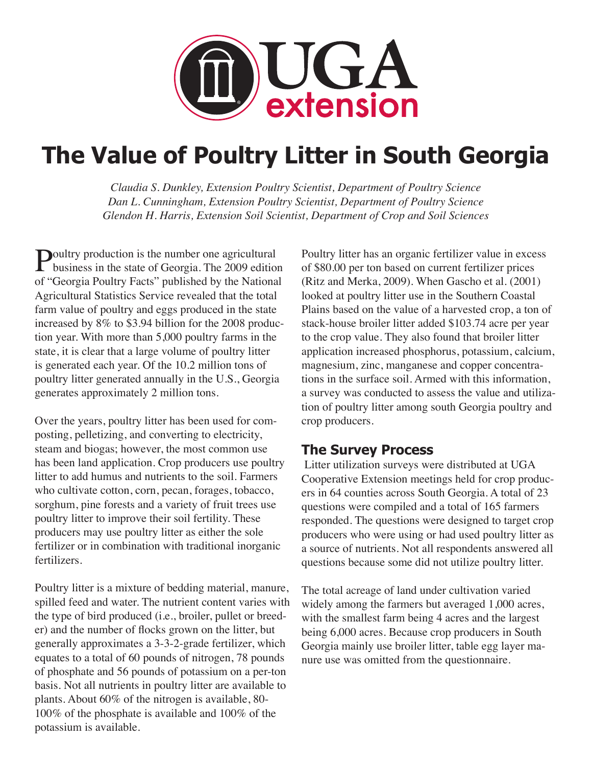# The Value of Poultry Litter in South Georgia

*Claudia S. Dunkley, Extension Poultry Scientist, Department of Poultry Science*
*Dan L. Cunningham, Extension Poultry Scientist, Department of Poultry Science*
*Glendon H. Harris, Extension Soil Scientist, Department of Crop and Soil Sciences*

Poultry production is the number one agricultural business in the state of Georgia. The 2009 edition of "Georgia Poultry Facts" published by the National Agricultural Statistics Service revealed that the total farm value of poultry and eggs produced in the state increased by 8% to $3.94 billion for the 2008 production year. With more than 5,000 poultry farms in the state, it is clear that a large volume of poultry litter is generated each year. Of the 10.2 million tons of poultry litter generated annually in the U.S., Georgia generates approximately 2 million tons.

Over the years, poultry litter has been used for composting, pelletizing, and converting to electricity, steam and biogas; however, the most common use has been land application. Crop producers use poultry litter to add humus and nutrients to the soil. Farmers who cultivate cotton, corn, pecan, forages, tobacco, sorghum, pine forests and a variety of fruit trees use poultry litter to improve their soil fertility. These producers may use poultry litter as either the sole fertilizer or in combination with traditional inorganic fertilizers.

Poultry litter is a mixture of bedding material, manure, spilled feed and water. The nutrient content varies with the type of bird produced (i.e., broiler, pullet or breeder) and the number of flocks grown on the litter, but generally approximates a 3-3-2-grade fertilizer, which equates to a total of 60 pounds of nitrogen, 78 pounds of phosphate and 56 pounds of potassium on a per-ton basis. Not all nutrients in poultry litter are available to plants. About 60% of the nitrogen is available, 80-100% of the phosphate is available and 100% of the potassium is available.

Poultry litter has an organic fertilizer value in excess of $80.00 per ton based on current fertilizer prices (Ritz and Merka, 2009). When Gascho et al. (2001) looked at poultry litter use in the Southern Coastal Plains based on the value of a harvested crop, a ton of stack-house broiler litter added $103.74 acre per year to the crop value. They also found that broiler litter application increased phosphorus, potassium, calcium, magnesium, zinc, manganese and copper concentrations in the surface soil. Armed with this information, a survey was conducted to assess the value and utilization of poultry litter among south Georgia poultry and crop producers.

## The Survey Process

Litter utilization surveys were distributed at UGA Cooperative Extension meetings held for crop producers in 64 counties across South Georgia. A total of 23 questions were compiled and a total of 165 farmers responded. The questions were designed to target crop producers who were using or had used poultry litter as a source of nutrients. Not all respondents answered all questions because some did not utilize poultry litter.

The total acreage of land under cultivation varied widely among the farmers but averaged 1,000 acres, with the smallest farm being 4 acres and the largest being 6,000 acres. Because crop producers in South Georgia mainly use broiler litter, table egg layer manure use was omitted from the questionnaire.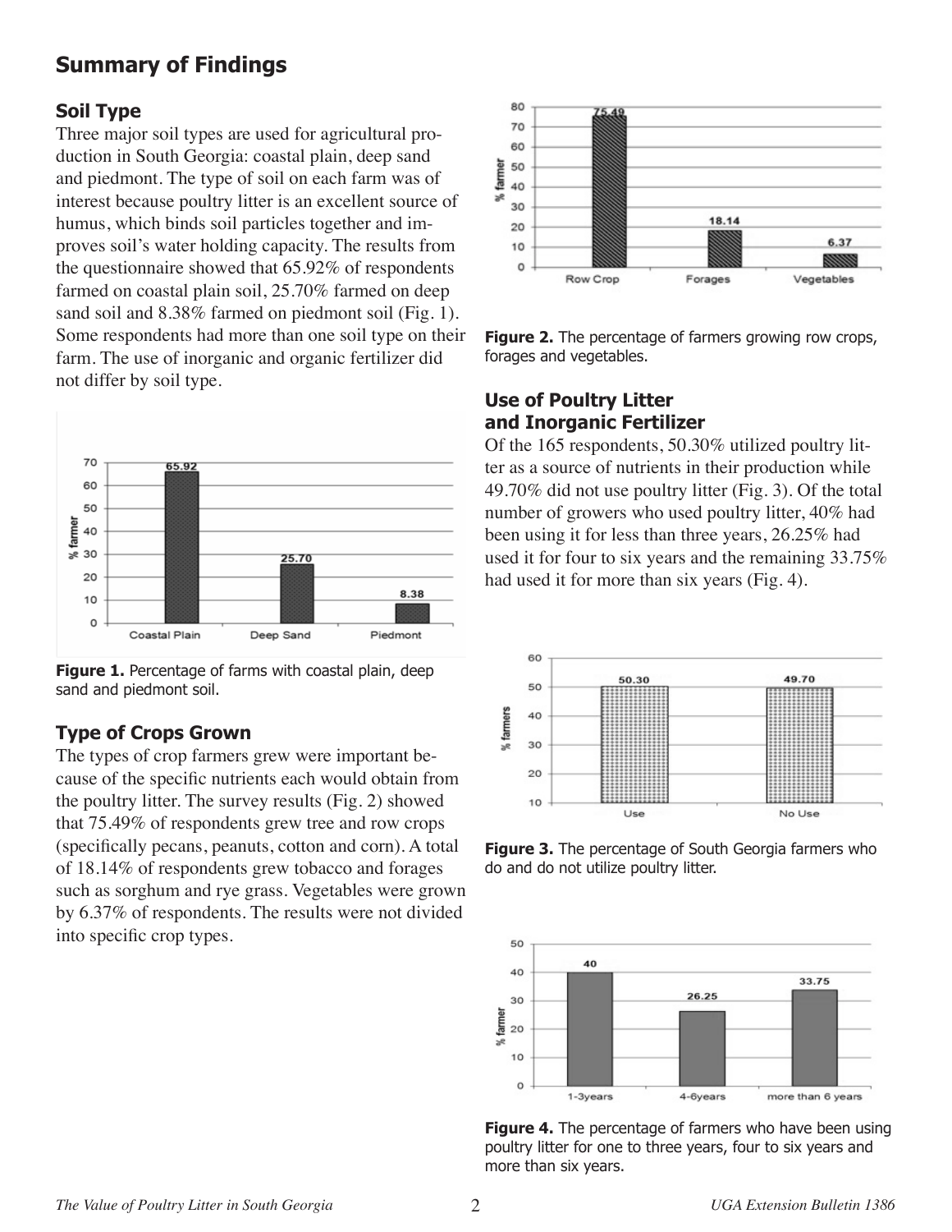## Summary of Findings

### Soil Type

Three major soil types are used for agricultural production in South Georgia: coastal plain, deep sand and piedmont. The type of soil on each farm was of interest because poultry litter is an excellent source of humus, which binds soil particles together and improves soil's water holding capacity. The results from the questionnaire showed that 65.92% of respondents farmed on coastal plain soil, 25.70% farmed on deep sand soil and 8.38% farmed on piedmont soil (Fig. 1). Some respondents had more than one soil type on their farm. The use of inorganic and organic fertilizer did not differ by soil type.

**Figure 1.** Percentage of farms with coastal plain, deep sand and piedmont soil.

### Type of Crops Grown

The types of crop farmers grew were important because of the specific nutrients each would obtain from the poultry litter. The survey results (Fig. 2) showed that 75.49% of respondents grew tree and row crops (specifically pecans, peanuts, cotton and corn). A total of 18.14% of respondents grew tobacco and forages such as sorghum and rye grass. Vegetables were grown by 6.37% of respondents. The results were not divided into specific crop types.

**Figure 2.** The percentage of farmers growing row crops, forages and vegetables.

### Use of Poultry Litter and Inorganic Fertilizer

Of the 165 respondents, 50.30% utilized poultry litter as a source of nutrients in their production while 49.70% did not use poultry litter (Fig. 3). Of the total number of growers who used poultry litter, 40% had been using it for less than three years, 26.25% had used it for four to six years and the remaining 33.75% had used it for more than six years (Fig. 4).

**Figure 3.** The percentage of South Georgia farmers who do and do not utilize poultry litter.

**Figure 4.** The percentage of farmers who have been using poultry litter for one to three years, four to six years and more than six years.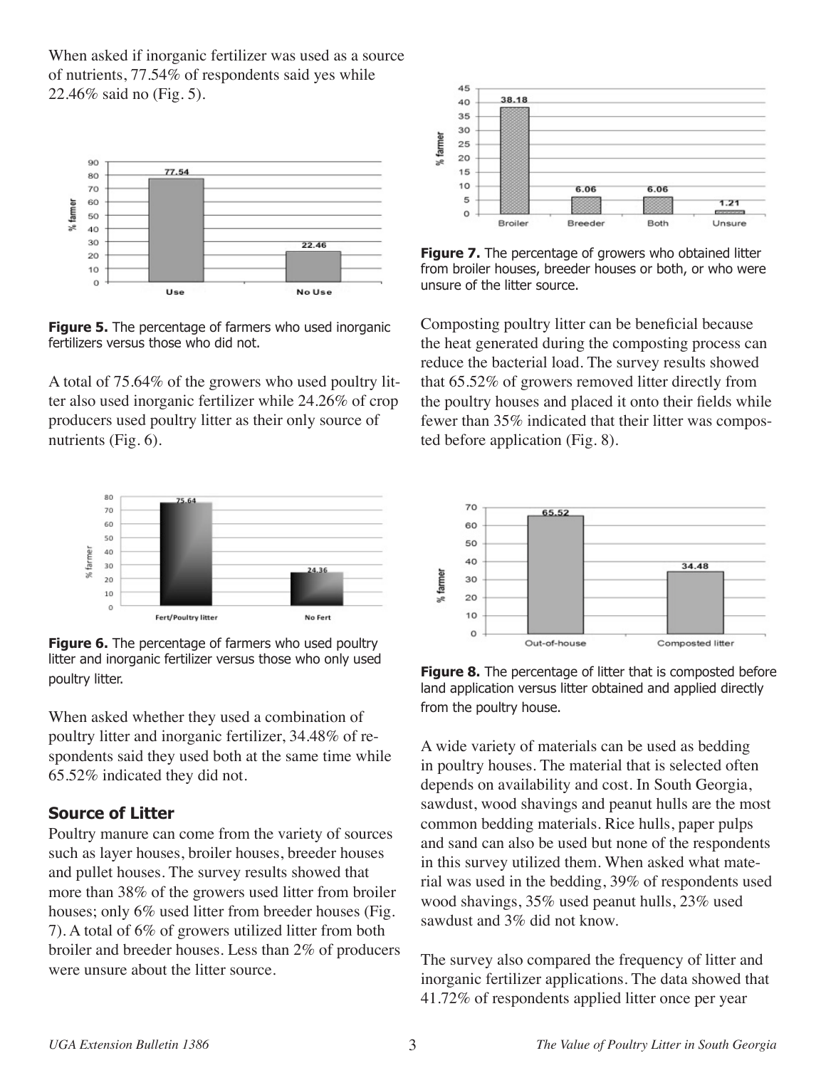When asked if inorganic fertilizer was used as a source of nutrients, 77.54% of respondents said yes while 22.46% said no (Fig. 5).

**Figure 5.** The percentage of farmers who used inorganic fertilizers versus those who did not.

A total of 75.64% of the growers who used poultry litter also used inorganic fertilizer while 24.26% of crop producers used poultry litter as their only source of nutrients (Fig. 6).

**Figure 6.** The percentage of farmers who used poultry litter and inorganic fertilizer versus those who only used poultry litter.

When asked whether they used a combination of poultry litter and inorganic fertilizer, 34.48% of respondents said they used both at the same time while 65.52% indicated they did not.

### Source of Litter

Poultry manure can come from the variety of sources such as layer houses, broiler houses, breeder houses and pullet houses. The survey results showed that more than 38% of the growers used litter from broiler houses; only 6% used litter from breeder houses (Fig. 7). A total of 6% of growers utilized litter from both broiler and breeder houses. Less than 2% of producers were unsure about the litter source.

**Figure 7.** The percentage of growers who obtained litter from broiler houses, breeder houses or both, or who were unsure of the litter source.

Composting poultry litter can be beneficial because the heat generated during the composting process can reduce the bacterial load. The survey results showed that 65.52% of growers removed litter directly from the poultry houses and placed it onto their fields while fewer than 35% indicated that their litter was composted before application (Fig. 8).

**Figure 8.** The percentage of litter that is composted before land application versus litter obtained and applied directly from the poultry house.

A wide variety of materials can be used as bedding in poultry houses. The material that is selected often depends on availability and cost. In South Georgia, sawdust, wood shavings and peanut hulls are the most common bedding materials. Rice hulls, paper pulps and sand can also be used but none of the respondents in this survey utilized them. When asked what material was used in the bedding, 39% of respondents used wood shavings, 35% used peanut hulls, 23% used sawdust and 3% did not know.

The survey also compared the frequency of litter and inorganic fertilizer applications. The data showed that 41.72% of respondents applied litter once per year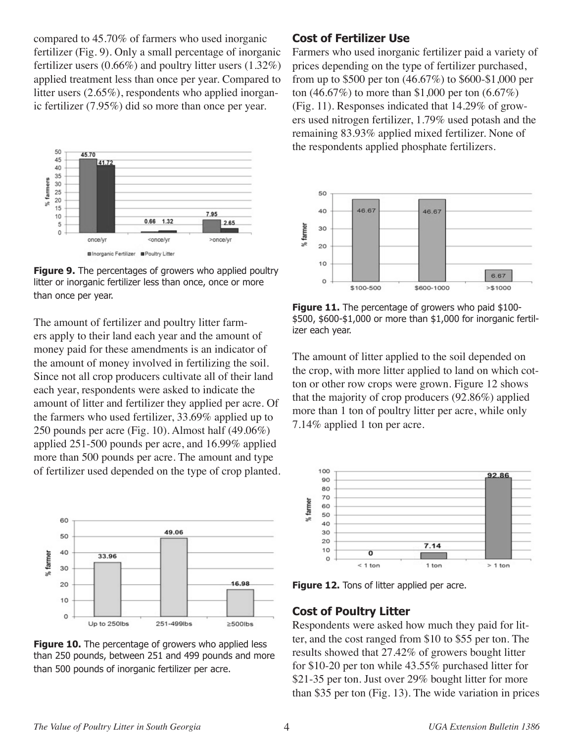compared to 45.70% of farmers who used inorganic fertilizer (Fig. 9). Only a small percentage of inorganic fertilizer users (0.66%) and poultry litter users (1.32%) applied treatment less than once per year. Compared to litter users (2.65%), respondents who applied inorganic fertilizer (7.95%) did so more than once per year.

**Figure 9.** The percentages of growers who applied poultry litter or inorganic fertilizer less than once, once or more than once per year.

The amount of fertilizer and poultry litter farmers apply to their land each year and the amount of money paid for these amendments is an indicator of the amount of money involved in fertilizing the soil. Since not all crop producers cultivate all of their land each year, respondents were asked to indicate the amount of litter and fertilizer they applied per acre. Of the farmers who used fertilizer, 33.69% applied up to 250 pounds per acre (Fig. 10). Almost half (49.06%) applied 251-500 pounds per acre, and 16.99% applied more than 500 pounds per acre. The amount and type of fertilizer used depended on the type of crop planted.

**Figure 10.** The percentage of growers who applied less than 250 pounds, between 251 and 499 pounds and more than 500 pounds of inorganic fertilizer per acre.

## Cost of Fertilizer Use

Farmers who used inorganic fertilizer paid a variety of prices depending on the type of fertilizer purchased, from up to $500 per ton (46.67%) to $600-$1,000 per ton (46.67%) to more than $1,000 per ton (6.67%) (Fig. 11). Responses indicated that 14.29% of growers used nitrogen fertilizer, 1.79% used potash and the remaining 83.93% applied mixed fertilizer. None of the respondents applied phosphate fertilizers.

**Figure 11.** The percentage of growers who paid $100-$500, $600-$1,000 or more than $1,000 for inorganic fertilizer each year.

The amount of litter applied to the soil depended on the crop, with more litter applied to land on which cotton or other row crops were grown. Figure 12 shows that the majority of crop producers (92.86%) applied more than 1 ton of poultry litter per acre, while only 7.14% applied 1 ton per acre.

**Figure 12.** Tons of litter applied per acre.

## Cost of Poultry Litter

Respondents were asked how much they paid for litter, and the cost ranged from $10 to $55 per ton. The results showed that 27.42% of growers bought litter for $10-20 per ton while 43.55% purchased litter for $21-35 per ton. Just over 29% bought litter for more than $35 per ton (Fig. 13). The wide variation in prices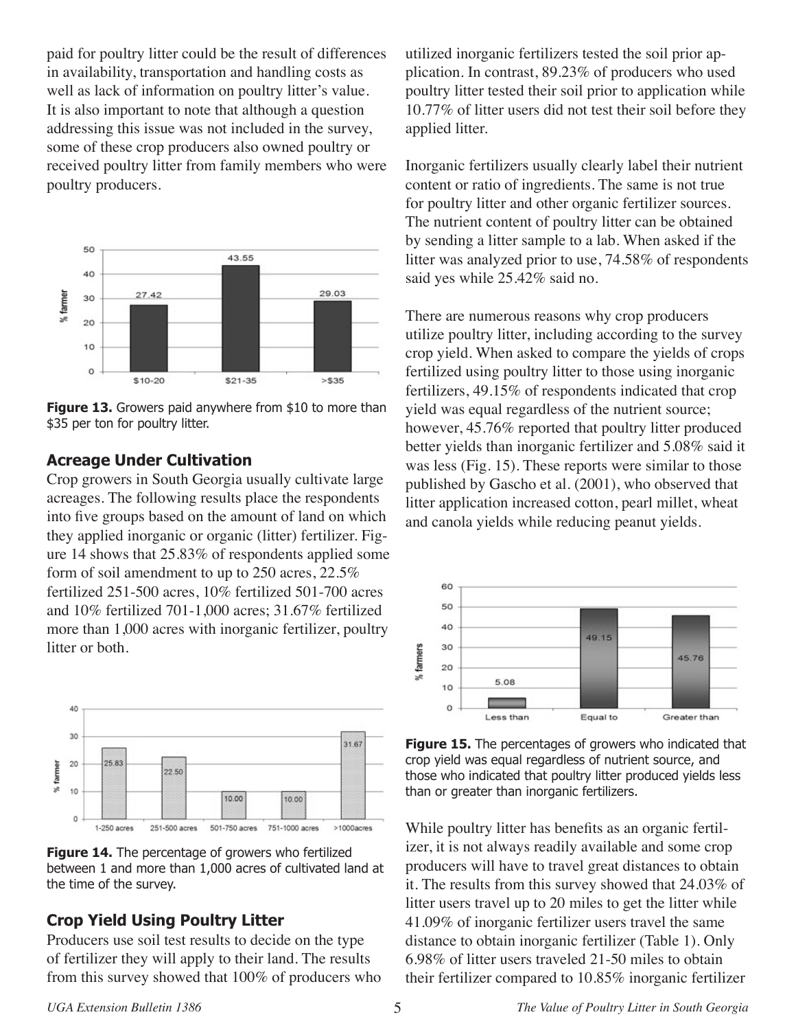paid for poultry litter could be the result of differences in availability, transportation and handling costs as well as lack of information on poultry litter's value. It is also important to note that although a question addressing this issue was not included in the survey, some of these crop producers also owned poultry or received poultry litter from family members who were poultry producers.

**Figure 13.** Growers paid anywhere from $10 to more than $35 per ton for poultry litter.

### Acreage Under Cultivation

Crop growers in South Georgia usually cultivate large acreages. The following results place the respondents into five groups based on the amount of land on which they applied inorganic or organic (litter) fertilizer. Figure 14 shows that 25.83% of respondents applied some form of soil amendment to up to 250 acres, 22.5% fertilized 251-500 acres, 10% fertilized 501-700 acres and 10% fertilized 701-1,000 acres; 31.67% fertilized more than 1,000 acres with inorganic fertilizer, poultry litter or both.

**Figure 14.** The percentage of growers who fertilized between 1 and more than 1,000 acres of cultivated land at the time of the survey.

### Crop Yield Using Poultry Litter

Producers use soil test results to decide on the type of fertilizer they will apply to their land. The results from this survey showed that 100% of producers who utilized inorganic fertilizers tested the soil prior application. In contrast, 89.23% of producers who used poultry litter tested their soil prior to application while 10.77% of litter users did not test their soil before they applied litter.

Inorganic fertilizers usually clearly label their nutrient content or ratio of ingredients. The same is not true for poultry litter and other organic fertilizer sources. The nutrient content of poultry litter can be obtained by sending a litter sample to a lab. When asked if the litter was analyzed prior to use, 74.58% of respondents said yes while 25.42% said no.

There are numerous reasons why crop producers utilize poultry litter, including according to the survey crop yield. When asked to compare the yields of crops fertilized using poultry litter to those using inorganic fertilizers, 49.15% of respondents indicated that crop yield was equal regardless of the nutrient source; however, 45.76% reported that poultry litter produced better yields than inorganic fertilizer and 5.08% said it was less (Fig. 15). These reports were similar to those published by Gascho et al. (2001), who observed that litter application increased cotton, pearl millet, wheat and canola yields while reducing peanut yields.

**Figure 15.** The percentages of growers who indicated that crop yield was equal regardless of nutrient source, and those who indicated that poultry litter produced yields less than or greater than inorganic fertilizers.

While poultry litter has benefits as an organic fertilizer, it is not always readily available and some crop producers will have to travel great distances to obtain it. The results from this survey showed that 24.03% of litter users travel up to 20 miles to get the litter while 41.09% of inorganic fertilizer users travel the same distance to obtain inorganic fertilizer (Table 1). Only 6.98% of litter users traveled 21-50 miles to obtain their fertilizer compared to 10.85% inorganic fertilizer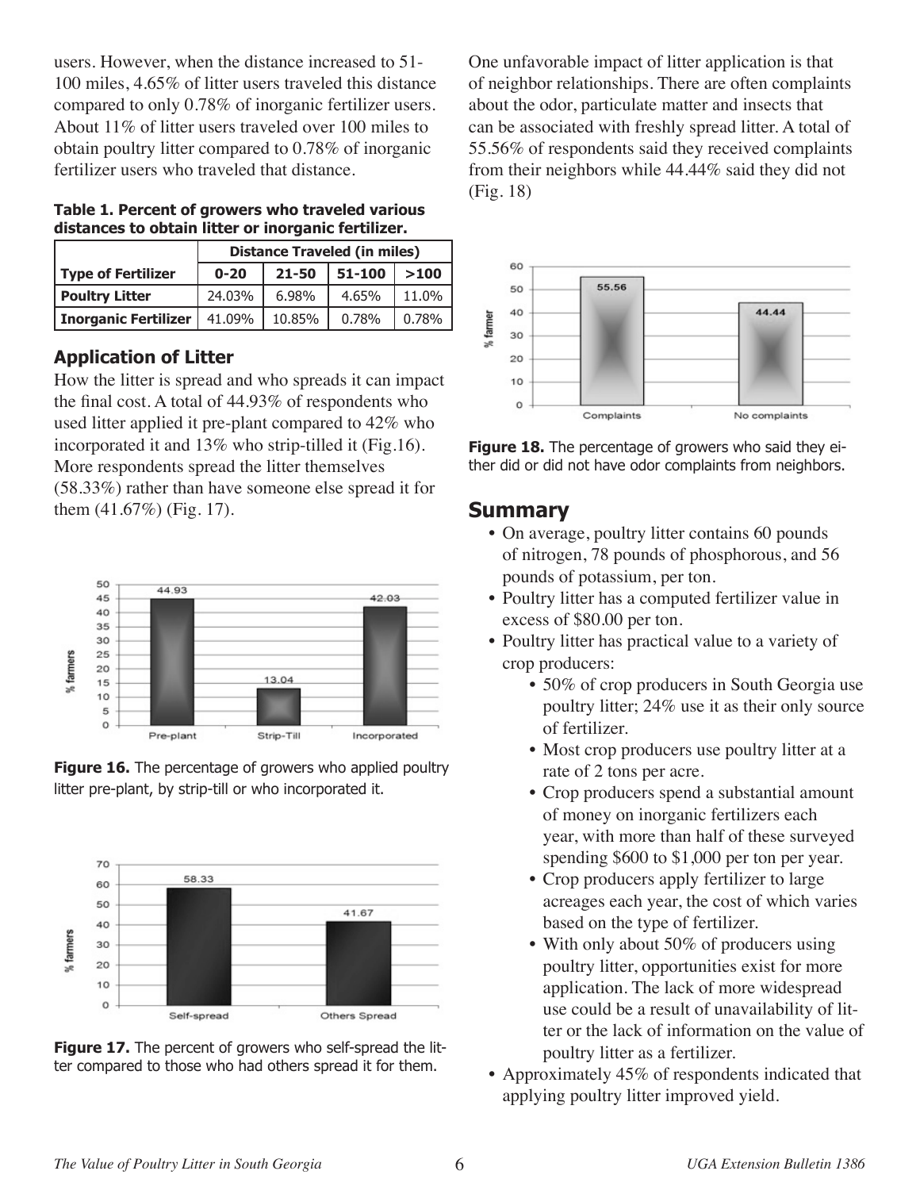users. However, when the distance increased to 51-100 miles, 4.65% of litter users traveled this distance compared to only 0.78% of inorganic fertilizer users. About 11% of litter users traveled over 100 miles to obtain poultry litter compared to 0.78% of inorganic fertilizer users who traveled that distance.

**Table 1. Percent of growers who traveled various distances to obtain litter or inorganic fertilizer.**

| | Distance Traveled (in miles) | | | |
|---|---|---|---|---|
| **Type of Fertilizer** | **0-20** | **21-50** | **51-100** | **>100** |
| **Poultry Litter** | 24.03% | 6.98% | 4.65% | 11.0% |
| **Inorganic Fertilizer** | 41.09% | 10.85% | 0.78% | 0.78% |

## Application of Litter

How the litter is spread and who spreads it can impact the final cost. A total of 44.93% of respondents who used litter applied it pre-plant compared to 42% who incorporated it and 13% who strip-tilled it (Fig.16). More respondents spread the litter themselves (58.33%) rather than have someone else spread it for them (41.67%) (Fig. 17).

**Figure 16.** The percentage of growers who applied poultry litter pre-plant, by strip-till or who incorporated it.

**Figure 17.** The percent of growers who self-spread the litter compared to those who had others spread it for them.

One unfavorable impact of litter application is that of neighbor relationships. There are often complaints about the odor, particulate matter and insects that can be associated with freshly spread litter. A total of 55.56% of respondents said they received complaints from their neighbors while 44.44% said they did not (Fig. 18)

**Figure 18.** The percentage of growers who said they either did or did not have odor complaints from neighbors.

## Summary

- On average, poultry litter contains 60 pounds of nitrogen, 78 pounds of phosphorous, and 56 pounds of potassium, per ton.
- Poultry litter has a computed fertilizer value in excess of $80.00 per ton.
- Poultry litter has practical value to a variety of crop producers:
    - 50% of crop producers in South Georgia use poultry litter; 24% use it as their only source of fertilizer.
    - Most crop producers use poultry litter at a rate of 2 tons per acre.
    - Crop producers spend a substantial amount of money on inorganic fertilizers each year, with more than half of these surveyed spending $600 to $1,000 per ton per year.
    - Crop producers apply fertilizer to large acreages each year, the cost of which varies based on the type of fertilizer.
    - With only about 50% of producers using poultry litter, opportunities exist for more application. The lack of more widespread use could be a result of unavailability of litter or the lack of information on the value of poultry litter as a fertilizer.
- Approximately 45% of respondents indicated that applying poultry litter improved yield.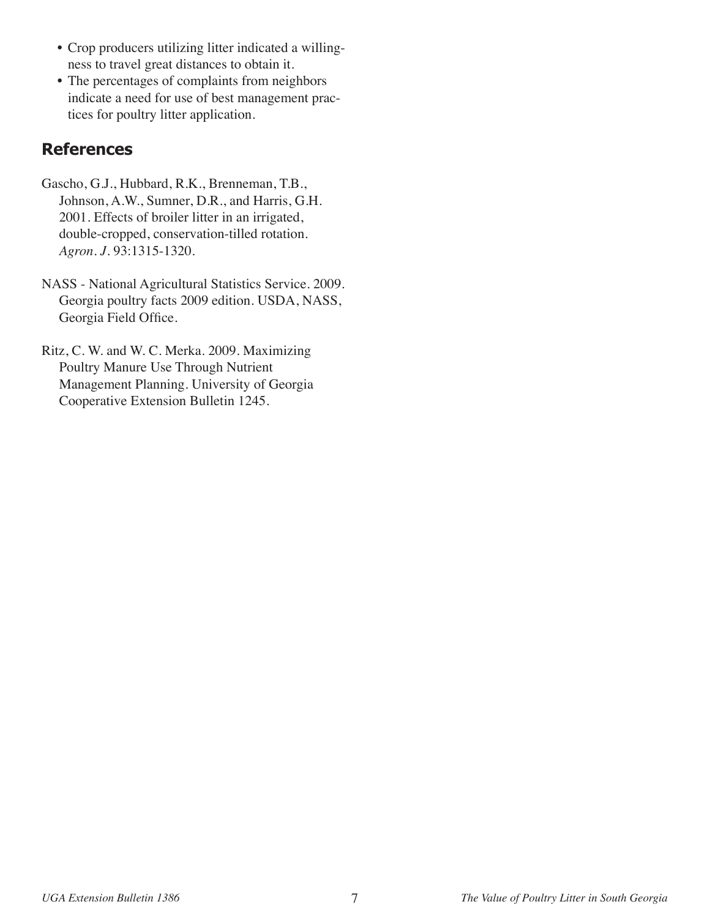- Crop producers utilizing litter indicated a willingness to travel great distances to obtain it.
- The percentages of complaints from neighbors indicate a need for use of best management practices for poultry litter application.

## References

Gascho, G.J., Hubbard, R.K., Brenneman, T.B., Johnson, A.W., Sumner, D.R., and Harris, G.H. 2001. Effects of broiler litter in an irrigated, double-cropped, conservation-tilled rotation. *Agron. J.* 93:1315-1320.

NASS - National Agricultural Statistics Service. 2009. Georgia poultry facts 2009 edition. USDA, NASS, Georgia Field Office.

Ritz, C. W. and W. C. Merka. 2009. Maximizing Poultry Manure Use Through Nutrient Management Planning. University of Georgia Cooperative Extension Bulletin 1245.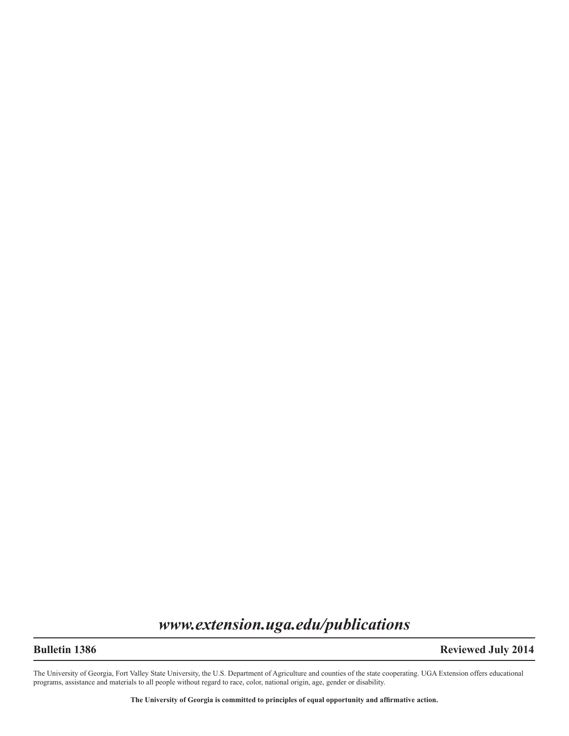***www.extension.uga.edu/publications***

**Bulletin 1386** **Reviewed July 2014**

The University of Georgia, Fort Valley State University, the U.S. Department of Agriculture and counties of the state cooperating. UGA Extension offers educational programs, assistance and materials to all people without regard to race, color, national origin, age, gender or disability.

**The University of Georgia is committed to principles of equal opportunity and affirmative action.**